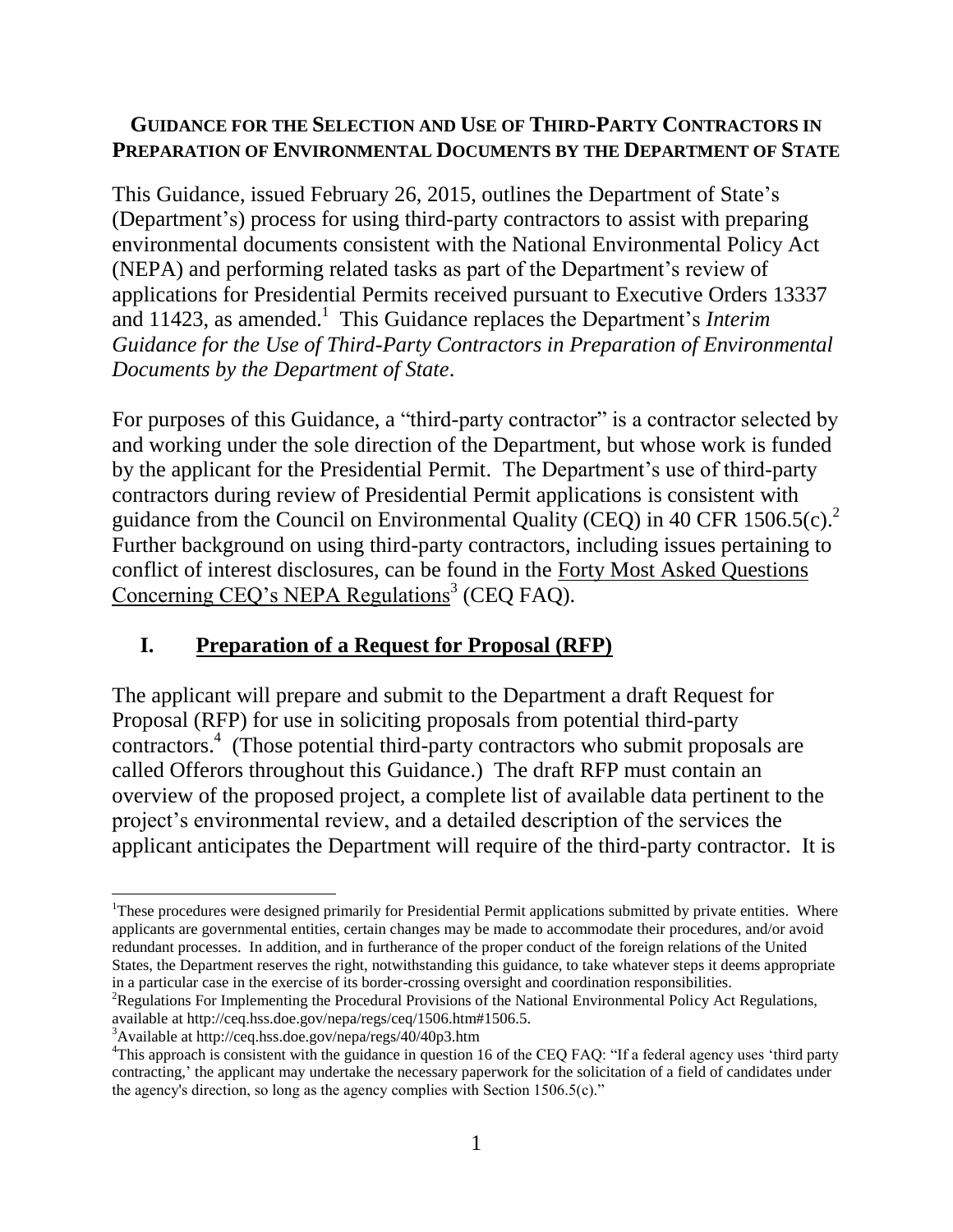**GUIDANCE FOR THE SELECTION AND USE OF THIRD-PARTY CONTRACTORS IN PREPARATION OF ENVIRONMENTAL DOCUMENTS BY THE DEPARTMENT OF STATE**

This Guidance, issued February 26, 2015, outlines the Department of State's (Department's) process for using third-party contractors to assist with preparing environmental documents consistent with the National Environmental Policy Act (NEPA) and performing related tasks as part of the Department's review of applications for Presidential Permits received pursuant to Executive Orders 13337 and 11423, as amended.[1] This Guidance replaces the Department's *Interim Guidance for the Use of Third-Party Contractors in Preparation of Environmental Documents by the Department of State*.

For purposes of this Guidance, a "third-party contractor" is a contractor selected by and working under the sole direction of the Department, but whose work is funded by the applicant for the Presidential Permit. The Department's use of third-party contractors during review of Presidential Permit applications is consistent with guidance from the Council on Environmental Quality (CEQ) in 40 CFR 1506.5(c).[2] Further background on using third-party contractors, including issues pertaining to conflict of interest disclosures, can be found in the Forty Most Asked Questions Concerning CEQ's NEPA Regulations[3] (CEQ FAQ).

## I. Preparation of a Request for Proposal (RFP)

The applicant will prepare and submit to the Department a draft Request for Proposal (RFP) for use in soliciting proposals from potential third-party contractors.[4] (Those potential third-party contractors who submit proposals are called Offerors throughout this Guidance.) The draft RFP must contain an overview of the proposed project, a complete list of available data pertinent to the project's environmental review, and a detailed description of the services the applicant anticipates the Department will require of the third-party contractor. It is

---

[1] These procedures were designed primarily for Presidential Permit applications submitted by private entities. Where applicants are governmental entities, certain changes may be made to accommodate their procedures, and/or avoid redundant processes. In addition, and in furtherance of the proper conduct of the foreign relations of the United States, the Department reserves the right, notwithstanding this guidance, to take whatever steps it deems appropriate in a particular case in the exercise of its border-crossing oversight and coordination responsibilities.

[2] Regulations For Implementing the Procedural Provisions of the National Environmental Policy Act Regulations, available at http://ceq.hss.doe.gov/nepa/regs/ceq/1506.htm#1506.5.

[3] Available at http://ceq.hss.doe.gov/nepa/regs/40/40p3.htm

[4] This approach is consistent with the guidance in question 16 of the CEQ FAQ: "If a federal agency uses 'third party contracting,' the applicant may undertake the necessary paperwork for the solicitation of a field of candidates under the agency's direction, so long as the agency complies with Section 1506.5(c)."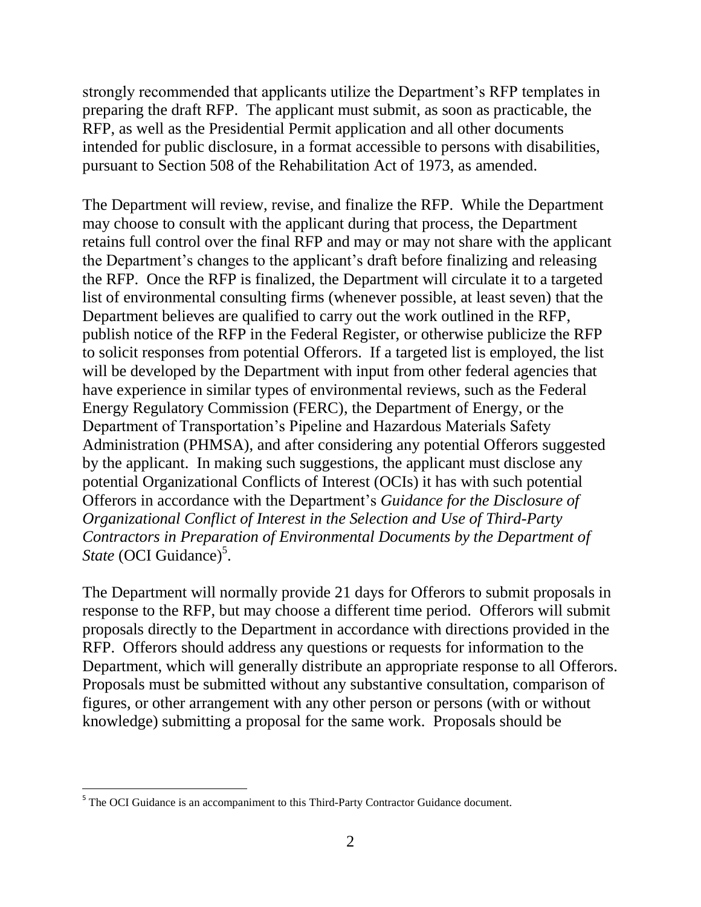strongly recommended that applicants utilize the Department's RFP templates in preparing the draft RFP. The applicant must submit, as soon as practicable, the RFP, as well as the Presidential Permit application and all other documents intended for public disclosure, in a format accessible to persons with disabilities, pursuant to Section 508 of the Rehabilitation Act of 1973, as amended.

The Department will review, revise, and finalize the RFP. While the Department may choose to consult with the applicant during that process, the Department retains full control over the final RFP and may or may not share with the applicant the Department's changes to the applicant's draft before finalizing and releasing the RFP. Once the RFP is finalized, the Department will circulate it to a targeted list of environmental consulting firms (whenever possible, at least seven) that the Department believes are qualified to carry out the work outlined in the RFP, publish notice of the RFP in the Federal Register, or otherwise publicize the RFP to solicit responses from potential Offerors. If a targeted list is employed, the list will be developed by the Department with input from other federal agencies that have experience in similar types of environmental reviews, such as the Federal Energy Regulatory Commission (FERC), the Department of Energy, or the Department of Transportation's Pipeline and Hazardous Materials Safety Administration (PHMSA), and after considering any potential Offerors suggested by the applicant. In making such suggestions, the applicant must disclose any potential Organizational Conflicts of Interest (OCIs) it has with such potential Offerors in accordance with the Department's *Guidance for the Disclosure of Organizational Conflict of Interest in the Selection and Use of Third-Party Contractors in Preparation of Environmental Documents by the Department of State* (OCI Guidance)[5].

The Department will normally provide 21 days for Offerors to submit proposals in response to the RFP, but may choose a different time period. Offerors will submit proposals directly to the Department in accordance with directions provided in the RFP. Offerors should address any questions or requests for information to the Department, which will generally distribute an appropriate response to all Offerors. Proposals must be submitted without any substantive consultation, comparison of figures, or other arrangement with any other person or persons (with or without knowledge) submitting a proposal for the same work. Proposals should be

[5] The OCI Guidance is an accompaniment to this Third-Party Contractor Guidance document.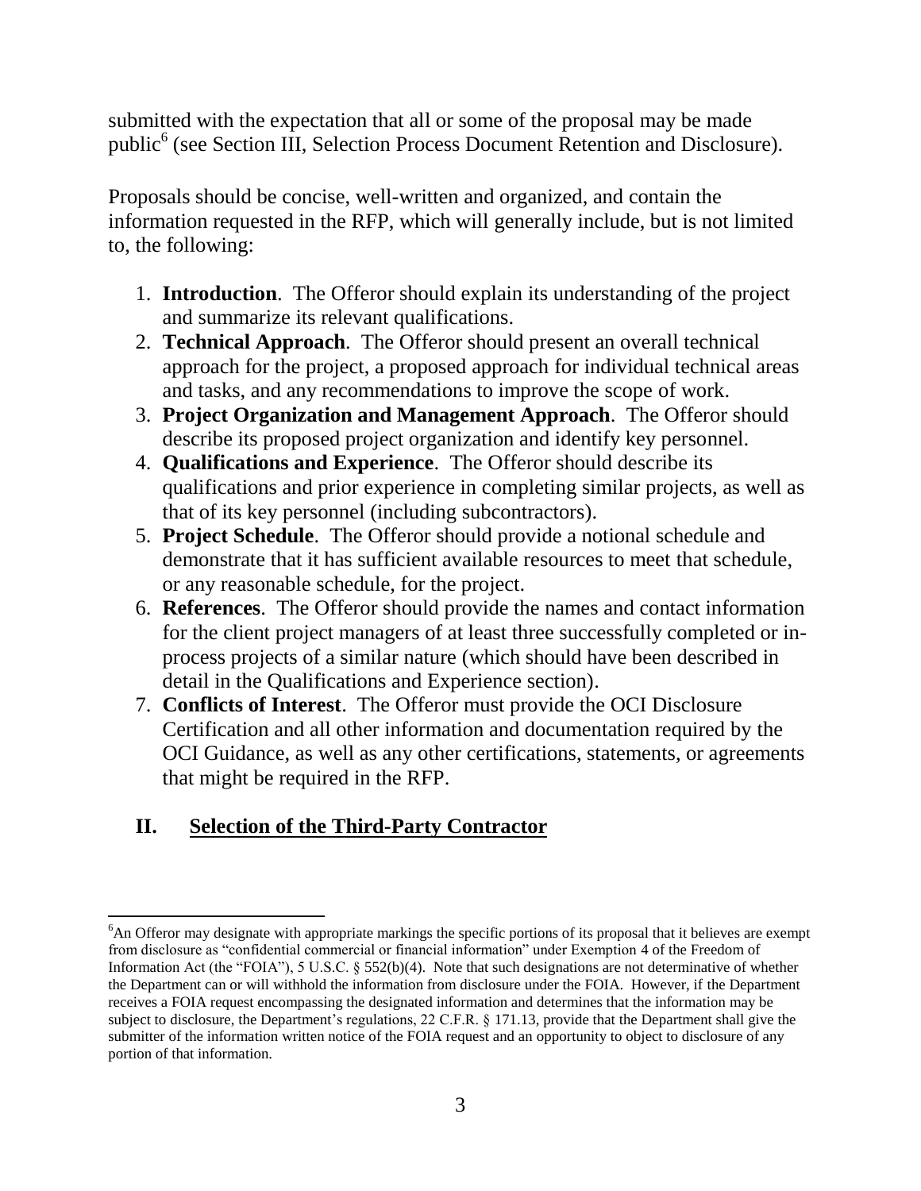submitted with the expectation that all or some of the proposal may be made public[6] (see Section III, Selection Process Document Retention and Disclosure).

Proposals should be concise, well-written and organized, and contain the information requested in the RFP, which will generally include, but is not limited to, the following:

1. **Introduction**. The Offeror should explain its understanding of the project and summarize its relevant qualifications.
2. **Technical Approach**. The Offeror should present an overall technical approach for the project, a proposed approach for individual technical areas and tasks, and any recommendations to improve the scope of work.
3. **Project Organization and Management Approach**. The Offeror should describe its proposed project organization and identify key personnel.
4. **Qualifications and Experience**. The Offeror should describe its qualifications and prior experience in completing similar projects, as well as that of its key personnel (including subcontractors).
5. **Project Schedule**. The Offeror should provide a notional schedule and demonstrate that it has sufficient available resources to meet that schedule, or any reasonable schedule, for the project.
6. **References**. The Offeror should provide the names and contact information for the client project managers of at least three successfully completed or in-process projects of a similar nature (which should have been described in detail in the Qualifications and Experience section).
7. **Conflicts of Interest**. The Offeror must provide the OCI Disclosure Certification and all other information and documentation required by the OCI Guidance, as well as any other certifications, statements, or agreements that might be required in the RFP.

## II. <u>Selection of the Third-Party Contractor</u>

---

[6] An Offeror may designate with appropriate markings the specific portions of its proposal that it believes are exempt from disclosure as "confidential commercial or financial information" under Exemption 4 of the Freedom of Information Act (the "FOIA"), 5 U.S.C. § 552(b)(4). Note that such designations are not determinative of whether the Department can or will withhold the information from disclosure under the FOIA. However, if the Department receives a FOIA request encompassing the designated information and determines that the information may be subject to disclosure, the Department's regulations, 22 C.F.R. § 171.13, provide that the Department shall give the submitter of the information written notice of the FOIA request and an opportunity to object to disclosure of any portion of that information.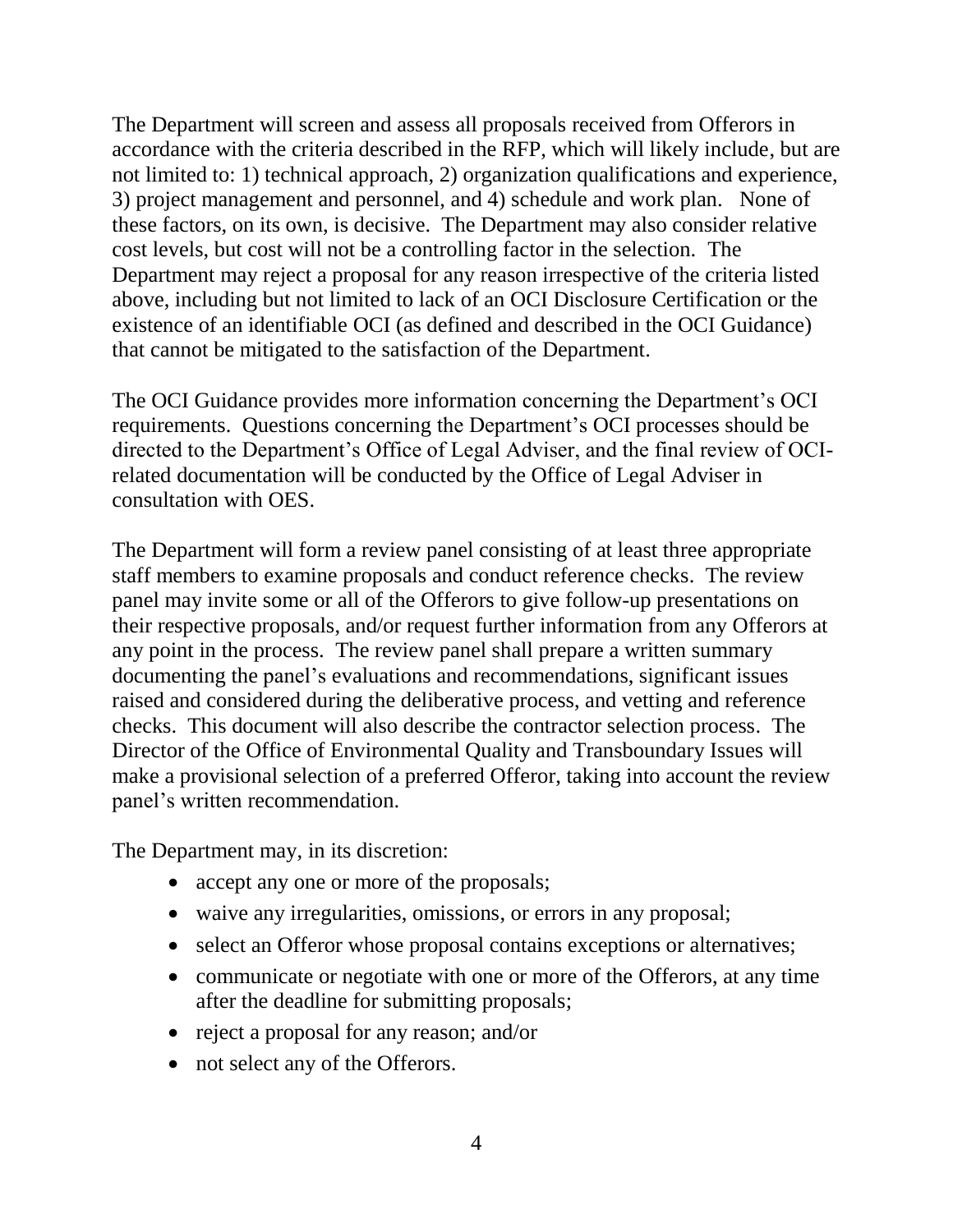The Department will screen and assess all proposals received from Offerors in accordance with the criteria described in the RFP, which will likely include, but are not limited to: 1) technical approach, 2) organization qualifications and experience, 3) project management and personnel, and 4) schedule and work plan. None of these factors, on its own, is decisive. The Department may also consider relative cost levels, but cost will not be a controlling factor in the selection. The Department may reject a proposal for any reason irrespective of the criteria listed above, including but not limited to lack of an OCI Disclosure Certification or the existence of an identifiable OCI (as defined and described in the OCI Guidance) that cannot be mitigated to the satisfaction of the Department.

The OCI Guidance provides more information concerning the Department's OCI requirements. Questions concerning the Department's OCI processes should be directed to the Department's Office of Legal Adviser, and the final review of OCI-related documentation will be conducted by the Office of Legal Adviser in consultation with OES.

The Department will form a review panel consisting of at least three appropriate staff members to examine proposals and conduct reference checks. The review panel may invite some or all of the Offerors to give follow-up presentations on their respective proposals, and/or request further information from any Offerors at any point in the process. The review panel shall prepare a written summary documenting the panel's evaluations and recommendations, significant issues raised and considered during the deliberative process, and vetting and reference checks. This document will also describe the contractor selection process. The Director of the Office of Environmental Quality and Transboundary Issues will make a provisional selection of a preferred Offeror, taking into account the review panel's written recommendation.

The Department may, in its discretion:

- accept any one or more of the proposals;
- waive any irregularities, omissions, or errors in any proposal;
- select an Offeror whose proposal contains exceptions or alternatives;
- communicate or negotiate with one or more of the Offerors, at any time after the deadline for submitting proposals;
- reject a proposal for any reason; and/or
- not select any of the Offerors.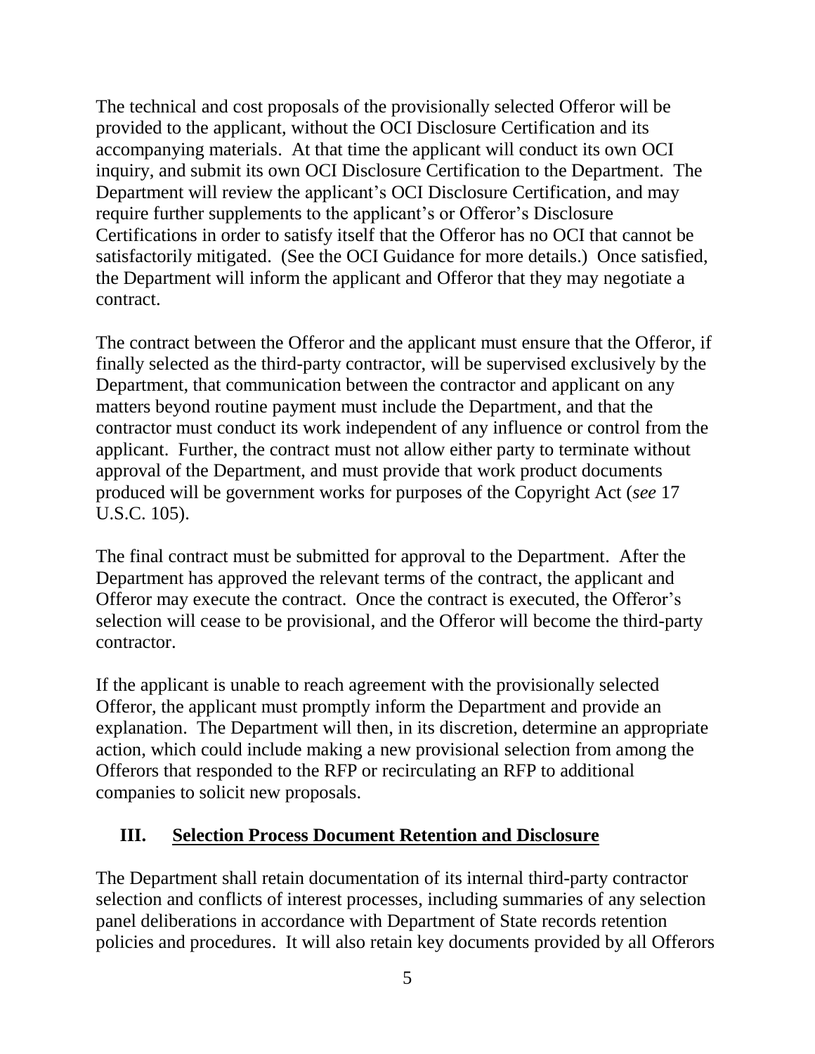The technical and cost proposals of the provisionally selected Offeror will be provided to the applicant, without the OCI Disclosure Certification and its accompanying materials. At that time the applicant will conduct its own OCI inquiry, and submit its own OCI Disclosure Certification to the Department. The Department will review the applicant's OCI Disclosure Certification, and may require further supplements to the applicant's or Offeror's Disclosure Certifications in order to satisfy itself that the Offeror has no OCI that cannot be satisfactorily mitigated. (See the OCI Guidance for more details.) Once satisfied, the Department will inform the applicant and Offeror that they may negotiate a contract.

The contract between the Offeror and the applicant must ensure that the Offeror, if finally selected as the third-party contractor, will be supervised exclusively by the Department, that communication between the contractor and applicant on any matters beyond routine payment must include the Department, and that the contractor must conduct its work independent of any influence or control from the applicant. Further, the contract must not allow either party to terminate without approval of the Department, and must provide that work product documents produced will be government works for purposes of the Copyright Act (*see* 17 U.S.C. 105).

The final contract must be submitted for approval to the Department. After the Department has approved the relevant terms of the contract, the applicant and Offeror may execute the contract. Once the contract is executed, the Offeror's selection will cease to be provisional, and the Offeror will become the third-party contractor.

If the applicant is unable to reach agreement with the provisionally selected Offeror, the applicant must promptly inform the Department and provide an explanation. The Department will then, in its discretion, determine an appropriate action, which could include making a new provisional selection from among the Offerors that responded to the RFP or recirculating an RFP to additional companies to solicit new proposals.

## III. <u>Selection Process Document Retention and Disclosure</u>

The Department shall retain documentation of its internal third-party contractor selection and conflicts of interest processes, including summaries of any selection panel deliberations in accordance with Department of State records retention policies and procedures. It will also retain key documents provided by all Offerors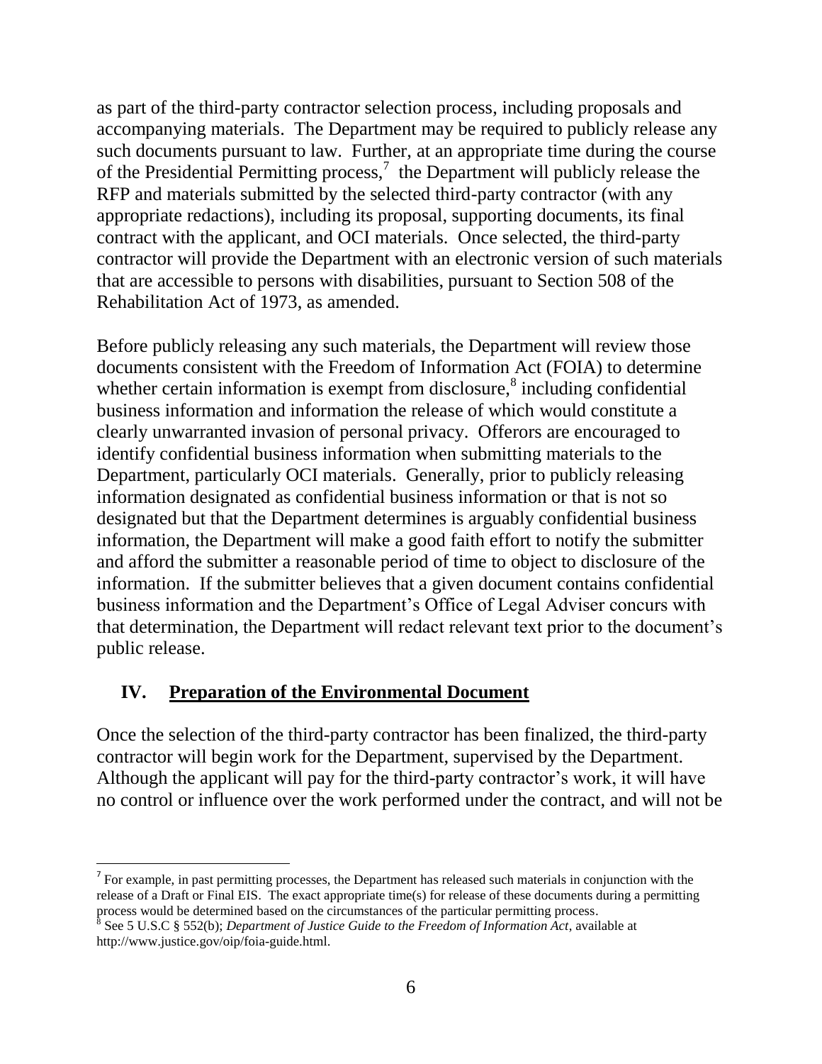as part of the third-party contractor selection process, including proposals and accompanying materials. The Department may be required to publicly release any such documents pursuant to law. Further, at an appropriate time during the course of the Presidential Permitting process,[7] the Department will publicly release the RFP and materials submitted by the selected third-party contractor (with any appropriate redactions), including its proposal, supporting documents, its final contract with the applicant, and OCI materials. Once selected, the third-party contractor will provide the Department with an electronic version of such materials that are accessible to persons with disabilities, pursuant to Section 508 of the Rehabilitation Act of 1973, as amended.

Before publicly releasing any such materials, the Department will review those documents consistent with the Freedom of Information Act (FOIA) to determine whether certain information is exempt from disclosure,[8] including confidential business information and information the release of which would constitute a clearly unwarranted invasion of personal privacy. Offerors are encouraged to identify confidential business information when submitting materials to the Department, particularly OCI materials. Generally, prior to publicly releasing information designated as confidential business information or that is not so designated but that the Department determines is arguably confidential business information, the Department will make a good faith effort to notify the submitter and afford the submitter a reasonable period of time to object to disclosure of the information. If the submitter believes that a given document contains confidential business information and the Department's Office of Legal Adviser concurs with that determination, the Department will redact relevant text prior to the document's public release.

## IV. Preparation of the Environmental Document

Once the selection of the third-party contractor has been finalized, the third-party contractor will begin work for the Department, supervised by the Department. Although the applicant will pay for the third-party contractor's work, it will have no control or influence over the work performed under the contract, and will not be

[7] For example, in past permitting processes, the Department has released such materials in conjunction with the release of a Draft or Final EIS. The exact appropriate time(s) for release of these documents during a permitting process would be determined based on the circumstances of the particular permitting process.

[8] See 5 U.S.C § 552(b); *Department of Justice Guide to the Freedom of Information Act*, available at http://www.justice.gov/oip/foia-guide.html.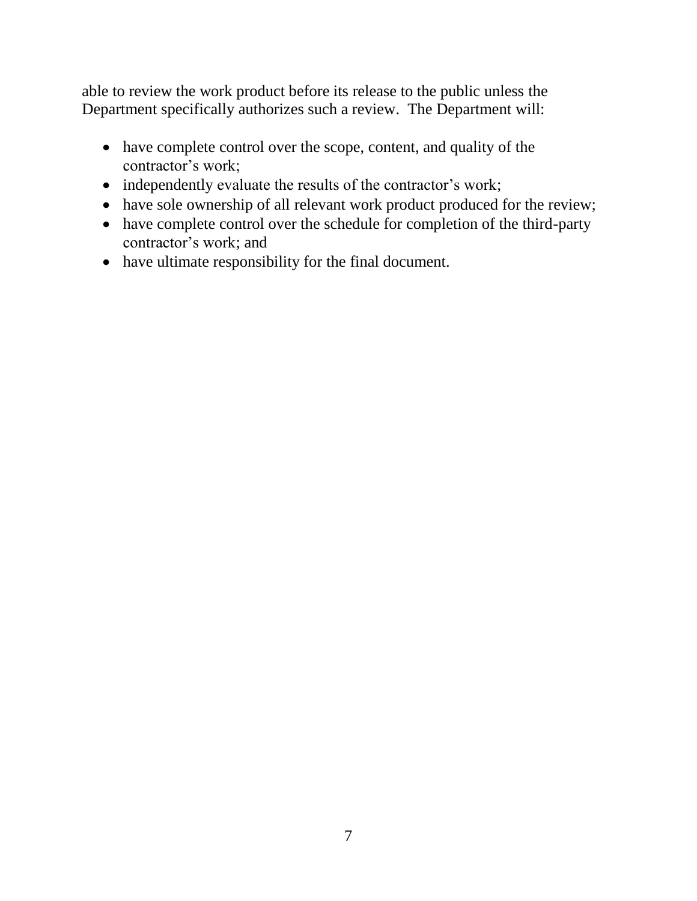able to review the work product before its release to the public unless the Department specifically authorizes such a review. The Department will:

- have complete control over the scope, content, and quality of the contractor's work;
- independently evaluate the results of the contractor's work;
- have sole ownership of all relevant work product produced for the review;
- have complete control over the schedule for completion of the third-party contractor's work; and
- have ultimate responsibility for the final document.